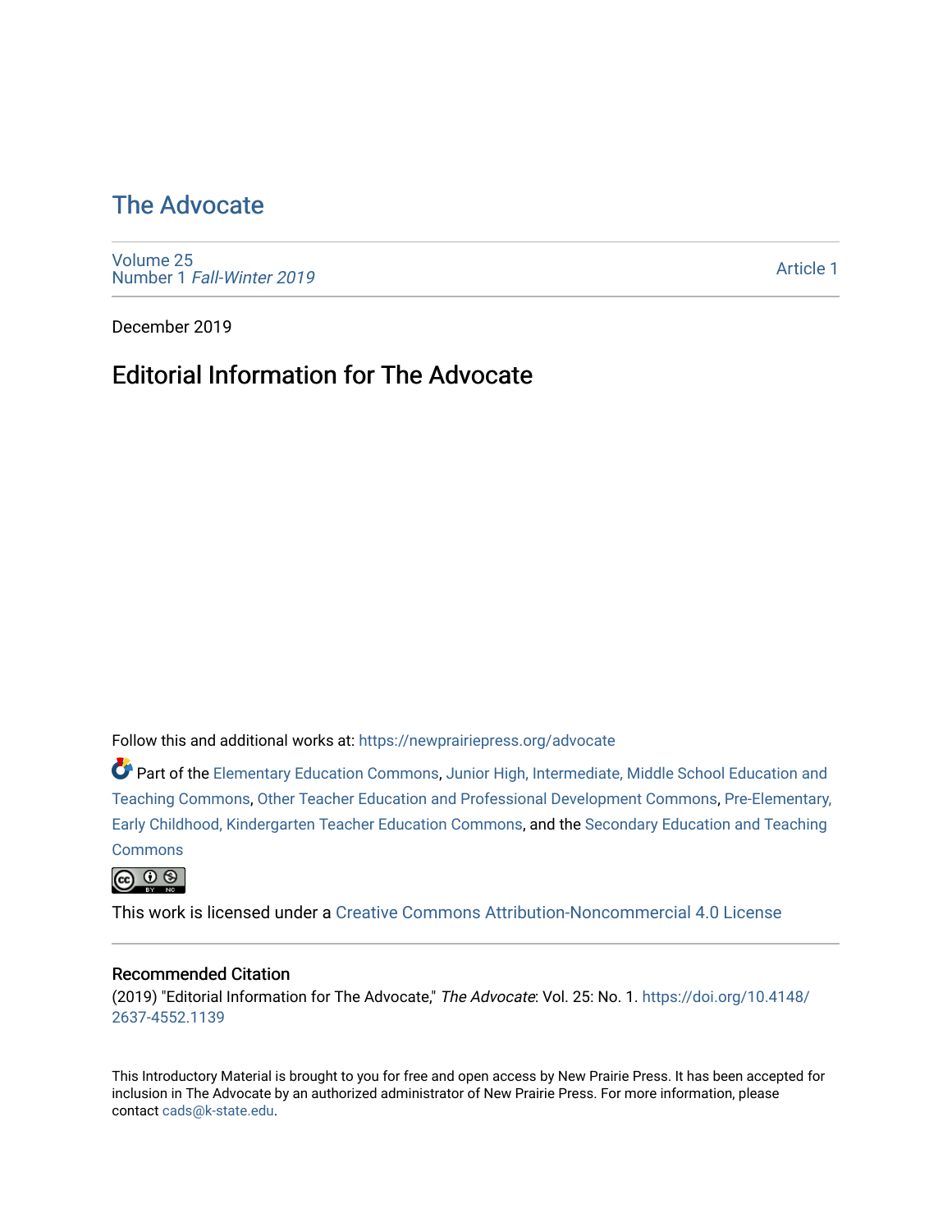# The Advocate

Volume 25
Number 1 *Fall-Winter 2019*

Article 1

December 2019

## Editorial Information for The Advocate

Follow this and additional works at: https://newprairiepress.org/advocate

Part of the Elementary Education Commons, Junior High, Intermediate, Middle School Education and Teaching Commons, Other Teacher Education and Professional Development Commons, Pre-Elementary, Early Childhood, Kindergarten Teacher Education Commons, and the Secondary Education and Teaching Commons

This work is licensed under a Creative Commons Attribution-Noncommercial 4.0 License

### Recommended Citation

(2019) "Editorial Information for The Advocate," *The Advocate*: Vol. 25: No. 1. https://doi.org/10.4148/2637-4552.1139

This Introductory Material is brought to you for free and open access by New Prairie Press. It has been accepted for inclusion in The Advocate by an authorized administrator of New Prairie Press. For more information, please contact cads@k-state.edu.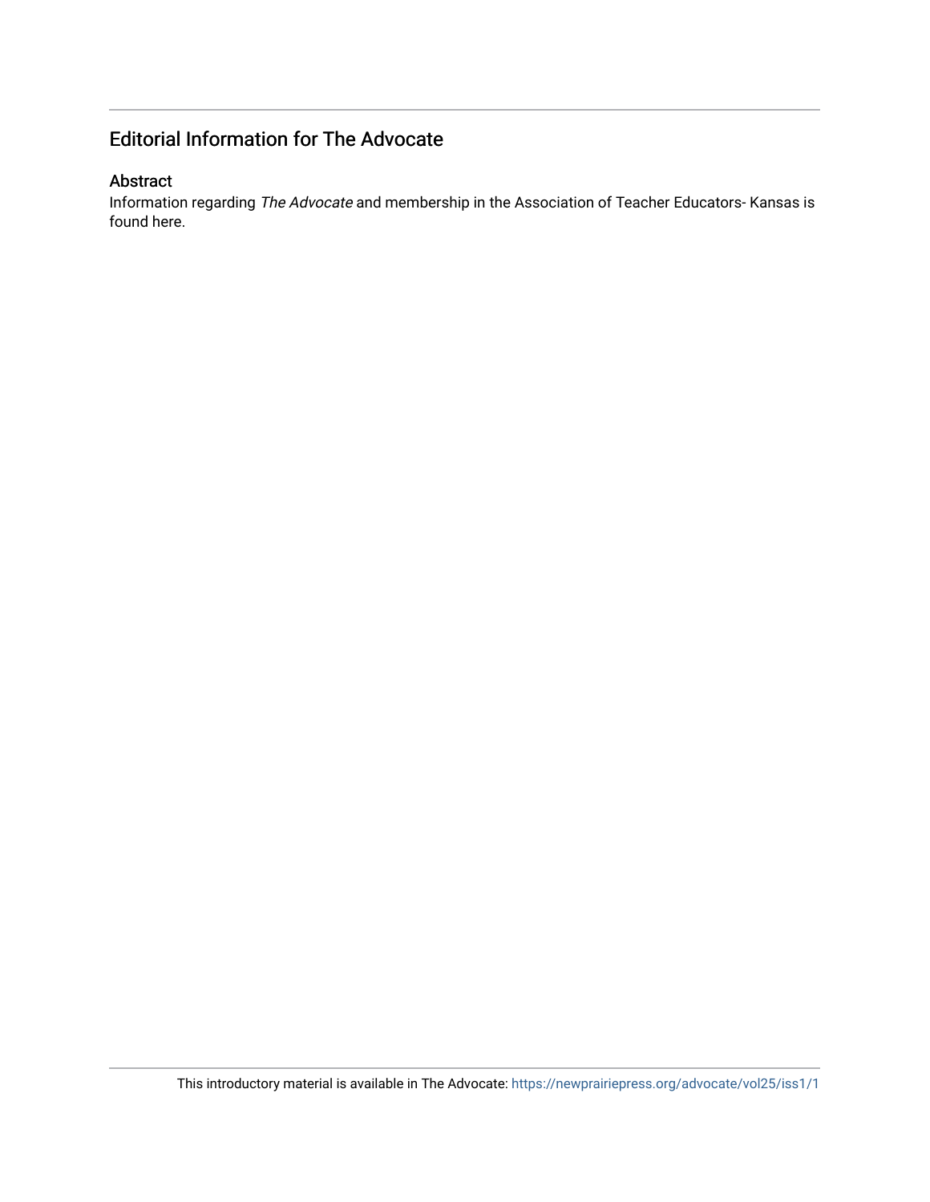## Editorial Information for The Advocate

### Abstract

Information regarding *The Advocate* and membership in the Association of Teacher Educators- Kansas is found here.

This introductory material is available in The Advocate: https://newprairiepress.org/advocate/vol25/iss1/1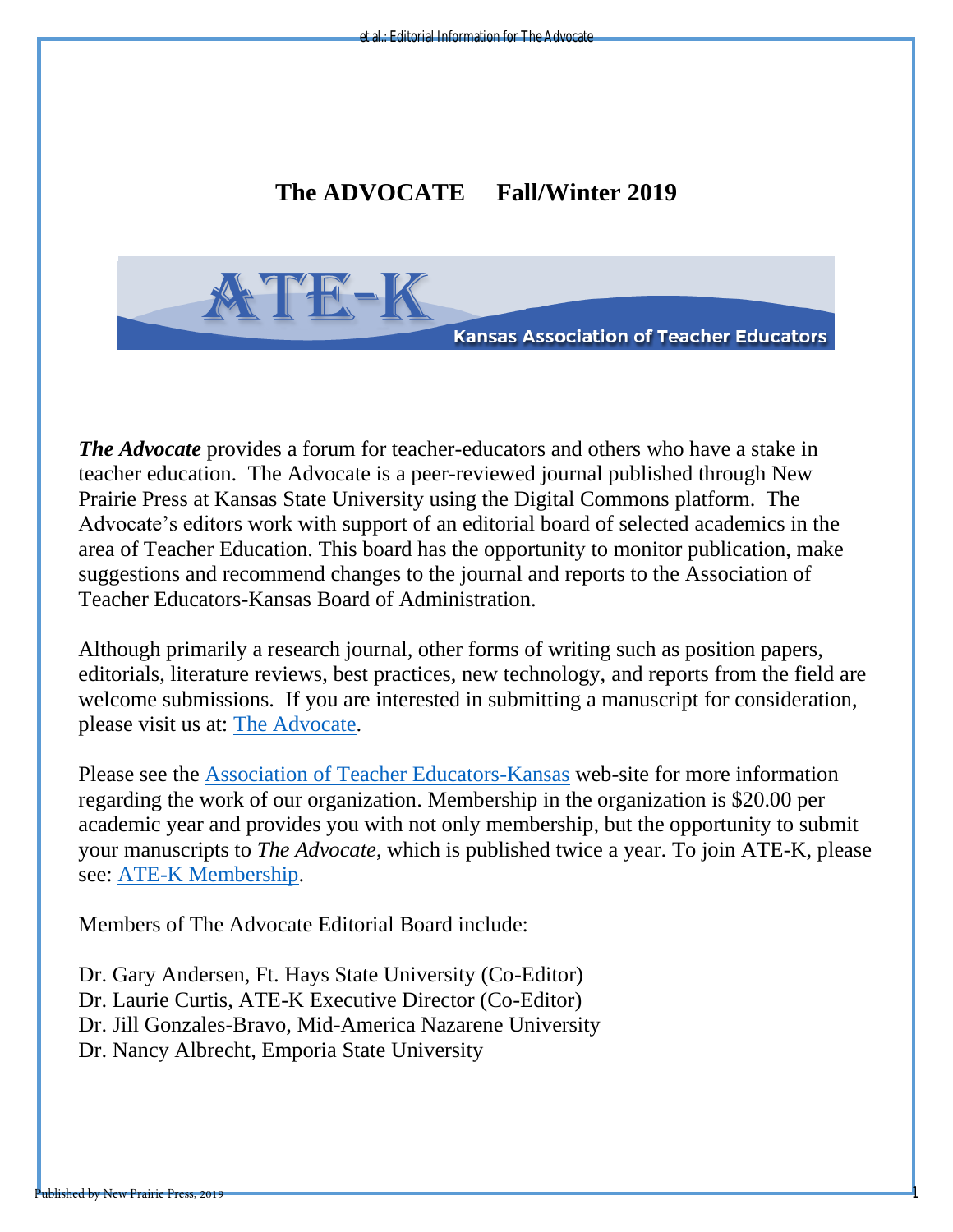# The ADVOCATE Fall/Winter 2019

ATE-K

Kansas Association of Teacher Educators

***The Advocate*** provides a forum for teacher-educators and others who have a stake in teacher education. The Advocate is a peer-reviewed journal published through New Prairie Press at Kansas State University using the Digital Commons platform. The Advocate's editors work with support of an editorial board of selected academics in the area of Teacher Education. This board has the opportunity to monitor publication, make suggestions and recommend changes to the journal and reports to the Association of Teacher Educators-Kansas Board of Administration.

Although primarily a research journal, other forms of writing such as position papers, editorials, literature reviews, best practices, new technology, and reports from the field are welcome submissions. If you are interested in submitting a manuscript for consideration, please visit us at: The Advocate.

Please see the Association of Teacher Educators-Kansas web-site for more information regarding the work of our organization. Membership in the organization is $20.00 per academic year and provides you with not only membership, but the opportunity to submit your manuscripts to *The Advocate*, which is published twice a year. To join ATE-K, please see: ATE-K Membership.

Members of The Advocate Editorial Board include:

Dr. Gary Andersen, Ft. Hays State University (Co-Editor)
Dr. Laurie Curtis, ATE-K Executive Director (Co-Editor)
Dr. Jill Gonzales-Bravo, Mid-America Nazarene University
Dr. Nancy Albrecht, Emporia State University